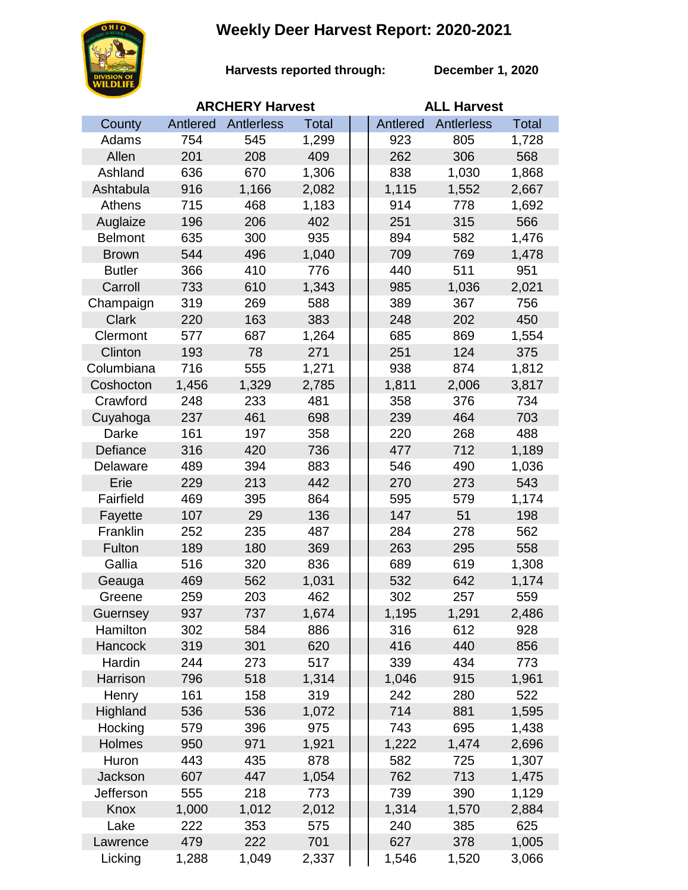# Weekly Deer Harvest Report: 2020-2021

**Harvests reported through:** **December 1, 2020**

| County | ARCHERY Harvest | | | ALL Harvest | | |
|---|---|---|---|---|---|---|
| | Antlered | Antlerless | Total | Antlered | Antlerless | Total |
| Adams | 754 | 545 | 1,299 | 923 | 805 | 1,728 |
| Allen | 201 | 208 | 409 | 262 | 306 | 568 |
| Ashland | 636 | 670 | 1,306 | 838 | 1,030 | 1,868 |
| Ashtabula | 916 | 1,166 | 2,082 | 1,115 | 1,552 | 2,667 |
| Athens | 715 | 468 | 1,183 | 914 | 778 | 1,692 |
| Auglaize | 196 | 206 | 402 | 251 | 315 | 566 |
| Belmont | 635 | 300 | 935 | 894 | 582 | 1,476 |
| Brown | 544 | 496 | 1,040 | 709 | 769 | 1,478 |
| Butler | 366 | 410 | 776 | 440 | 511 | 951 |
| Carroll | 733 | 610 | 1,343 | 985 | 1,036 | 2,021 |
| Champaign | 319 | 269 | 588 | 389 | 367 | 756 |
| Clark | 220 | 163 | 383 | 248 | 202 | 450 |
| Clermont | 577 | 687 | 1,264 | 685 | 869 | 1,554 |
| Clinton | 193 | 78 | 271 | 251 | 124 | 375 |
| Columbiana | 716 | 555 | 1,271 | 938 | 874 | 1,812 |
| Coshocton | 1,456 | 1,329 | 2,785 | 1,811 | 2,006 | 3,817 |
| Crawford | 248 | 233 | 481 | 358 | 376 | 734 |
| Cuyahoga | 237 | 461 | 698 | 239 | 464 | 703 |
| Darke | 161 | 197 | 358 | 220 | 268 | 488 |
| Defiance | 316 | 420 | 736 | 477 | 712 | 1,189 |
| Delaware | 489 | 394 | 883 | 546 | 490 | 1,036 |
| Erie | 229 | 213 | 442 | 270 | 273 | 543 |
| Fairfield | 469 | 395 | 864 | 595 | 579 | 1,174 |
| Fayette | 107 | 29 | 136 | 147 | 51 | 198 |
| Franklin | 252 | 235 | 487 | 284 | 278 | 562 |
| Fulton | 189 | 180 | 369 | 263 | 295 | 558 |
| Gallia | 516 | 320 | 836 | 689 | 619 | 1,308 |
| Geauga | 469 | 562 | 1,031 | 532 | 642 | 1,174 |
| Greene | 259 | 203 | 462 | 302 | 257 | 559 |
| Guernsey | 937 | 737 | 1,674 | 1,195 | 1,291 | 2,486 |
| Hamilton | 302 | 584 | 886 | 316 | 612 | 928 |
| Hancock | 319 | 301 | 620 | 416 | 440 | 856 |
| Hardin | 244 | 273 | 517 | 339 | 434 | 773 |
| Harrison | 796 | 518 | 1,314 | 1,046 | 915 | 1,961 |
| Henry | 161 | 158 | 319 | 242 | 280 | 522 |
| Highland | 536 | 536 | 1,072 | 714 | 881 | 1,595 |
| Hocking | 579 | 396 | 975 | 743 | 695 | 1,438 |
| Holmes | 950 | 971 | 1,921 | 1,222 | 1,474 | 2,696 |
| Huron | 443 | 435 | 878 | 582 | 725 | 1,307 |
| Jackson | 607 | 447 | 1,054 | 762 | 713 | 1,475 |
| Jefferson | 555 | 218 | 773 | 739 | 390 | 1,129 |
| Knox | 1,000 | 1,012 | 2,012 | 1,314 | 1,570 | 2,884 |
| Lake | 222 | 353 | 575 | 240 | 385 | 625 |
| Lawrence | 479 | 222 | 701 | 627 | 378 | 1,005 |
| Licking | 1,288 | 1,049 | 2,337 | 1,546 | 1,520 | 3,066 |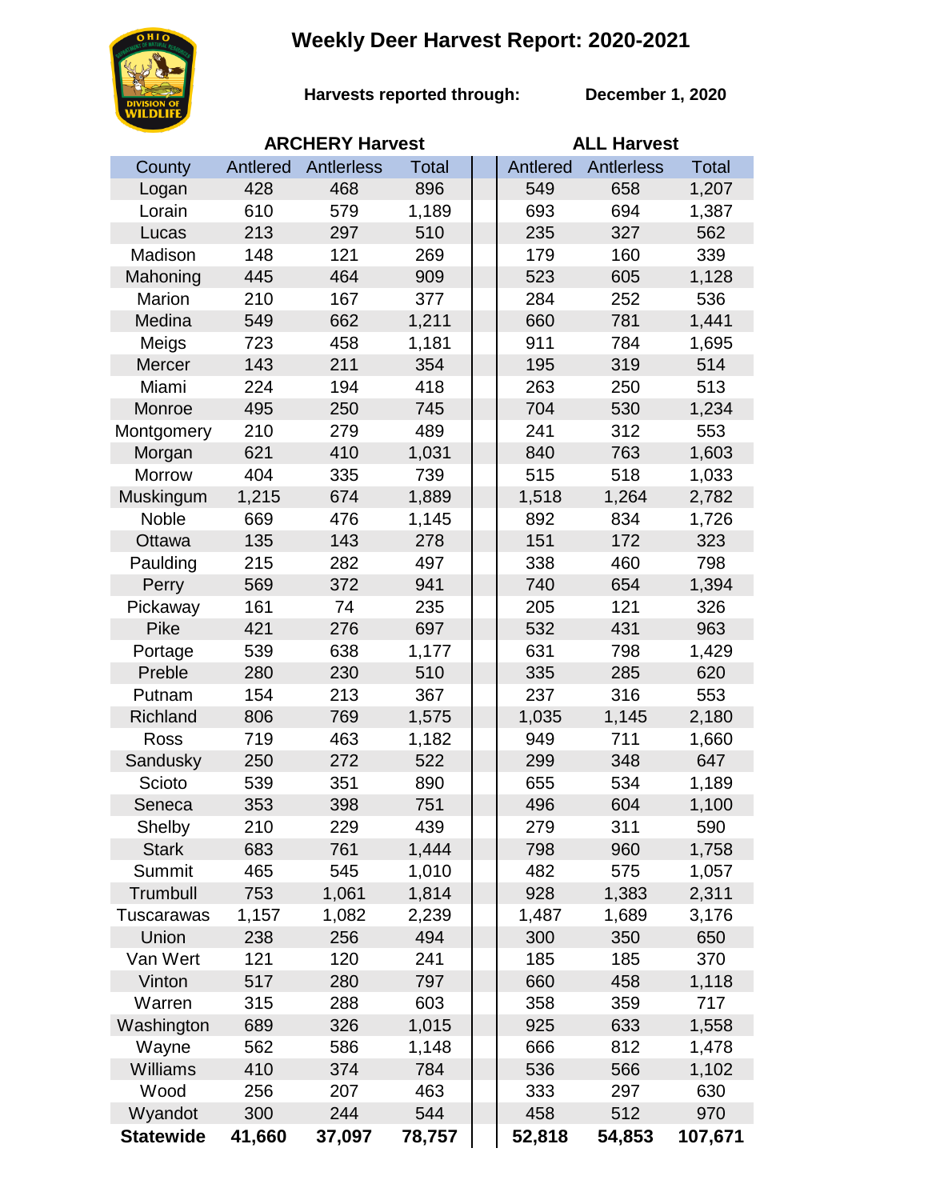# Weekly Deer Harvest Report: 2020-2021

**Harvests reported through:** **December 1, 2020**

| | ARCHERY Harvest | | | ALL Harvest | | |
|---|---|---|---|---|---|---|
| County | Antlered | Antlerless | Total | Antlered | Antlerless | Total |
| Logan | 428 | 468 | 896 | 549 | 658 | 1,207 |
| Lorain | 610 | 579 | 1,189 | 693 | 694 | 1,387 |
| Lucas | 213 | 297 | 510 | 235 | 327 | 562 |
| Madison | 148 | 121 | 269 | 179 | 160 | 339 |
| Mahoning | 445 | 464 | 909 | 523 | 605 | 1,128 |
| Marion | 210 | 167 | 377 | 284 | 252 | 536 |
| Medina | 549 | 662 | 1,211 | 660 | 781 | 1,441 |
| Meigs | 723 | 458 | 1,181 | 911 | 784 | 1,695 |
| Mercer | 143 | 211 | 354 | 195 | 319 | 514 |
| Miami | 224 | 194 | 418 | 263 | 250 | 513 |
| Monroe | 495 | 250 | 745 | 704 | 530 | 1,234 |
| Montgomery | 210 | 279 | 489 | 241 | 312 | 553 |
| Morgan | 621 | 410 | 1,031 | 840 | 763 | 1,603 |
| Morrow | 404 | 335 | 739 | 515 | 518 | 1,033 |
| Muskingum | 1,215 | 674 | 1,889 | 1,518 | 1,264 | 2,782 |
| Noble | 669 | 476 | 1,145 | 892 | 834 | 1,726 |
| Ottawa | 135 | 143 | 278 | 151 | 172 | 323 |
| Paulding | 215 | 282 | 497 | 338 | 460 | 798 |
| Perry | 569 | 372 | 941 | 740 | 654 | 1,394 |
| Pickaway | 161 | 74 | 235 | 205 | 121 | 326 |
| Pike | 421 | 276 | 697 | 532 | 431 | 963 |
| Portage | 539 | 638 | 1,177 | 631 | 798 | 1,429 |
| Preble | 280 | 230 | 510 | 335 | 285 | 620 |
| Putnam | 154 | 213 | 367 | 237 | 316 | 553 |
| Richland | 806 | 769 | 1,575 | 1,035 | 1,145 | 2,180 |
| Ross | 719 | 463 | 1,182 | 949 | 711 | 1,660 |
| Sandusky | 250 | 272 | 522 | 299 | 348 | 647 |
| Scioto | 539 | 351 | 890 | 655 | 534 | 1,189 |
| Seneca | 353 | 398 | 751 | 496 | 604 | 1,100 |
| Shelby | 210 | 229 | 439 | 279 | 311 | 590 |
| Stark | 683 | 761 | 1,444 | 798 | 960 | 1,758 |
| Summit | 465 | 545 | 1,010 | 482 | 575 | 1,057 |
| Trumbull | 753 | 1,061 | 1,814 | 928 | 1,383 | 2,311 |
| Tuscarawas | 1,157 | 1,082 | 2,239 | 1,487 | 1,689 | 3,176 |
| Union | 238 | 256 | 494 | 300 | 350 | 650 |
| Van Wert | 121 | 120 | 241 | 185 | 185 | 370 |
| Vinton | 517 | 280 | 797 | 660 | 458 | 1,118 |
| Warren | 315 | 288 | 603 | 358 | 359 | 717 |
| Washington | 689 | 326 | 1,015 | 925 | 633 | 1,558 |
| Wayne | 562 | 586 | 1,148 | 666 | 812 | 1,478 |
| Williams | 410 | 374 | 784 | 536 | 566 | 1,102 |
| Wood | 256 | 207 | 463 | 333 | 297 | 630 |
| Wyandot | 300 | 244 | 544 | 458 | 512 | 970 |
| **Statewide** | **41,660** | **37,097** | **78,757** | **52,818** | **54,853** | **107,671** |